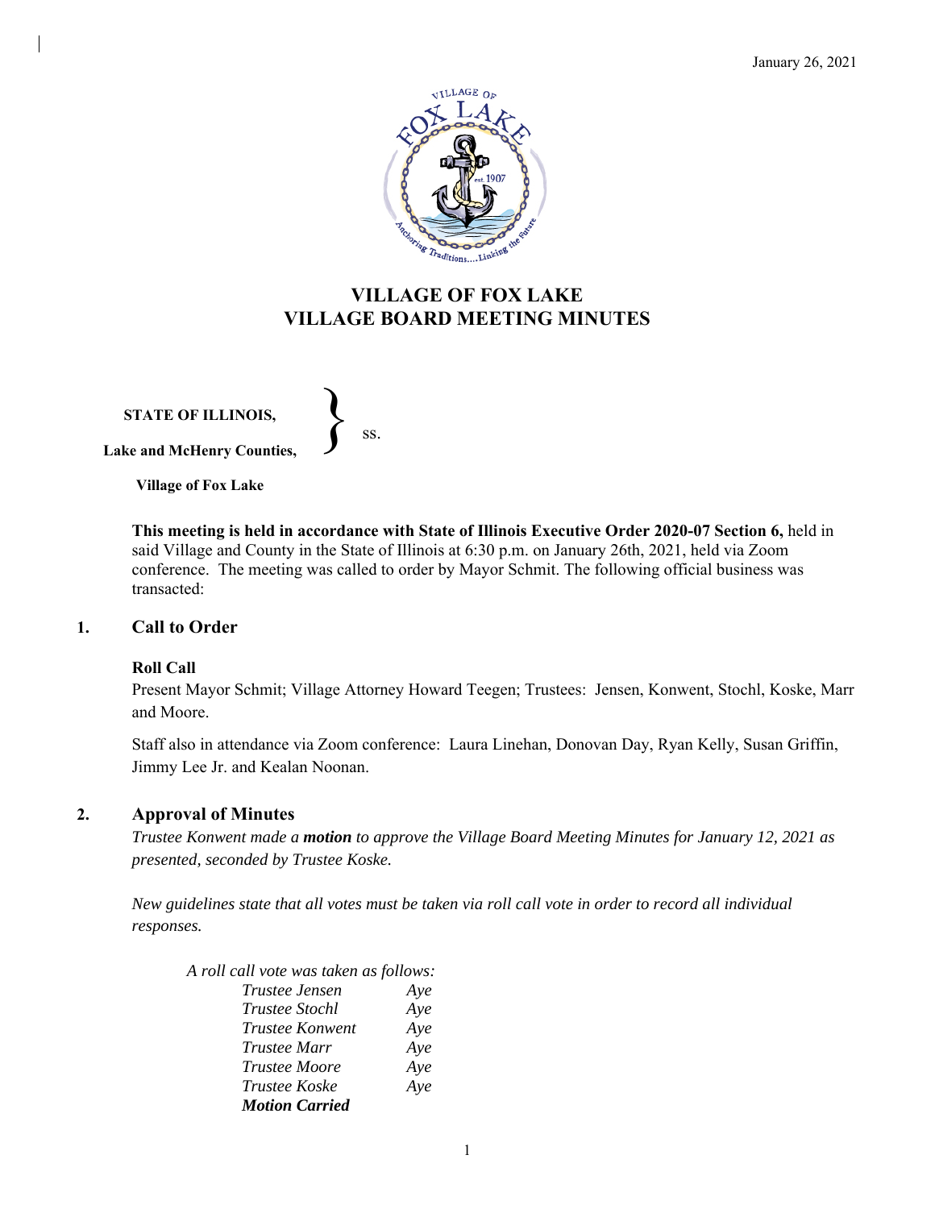January 26, 2021

# VILLAGE OF FOX LAKE
# VILLAGE BOARD MEETING MINUTES

**STATE OF ILLINOIS,**

**Lake and McHenry Counties,** } ss.

**Village of Fox Lake**

**This meeting is held in accordance with State of Illinois Executive Order 2020-07 Section 6,** held in said Village and County in the State of Illinois at 6:30 p.m. on January 26th, 2021, held via Zoom conference. The meeting was called to order by Mayor Schmit. The following official business was transacted:

## 1. Call to Order

**Roll Call**

Present Mayor Schmit; Village Attorney Howard Teegen; Trustees: Jensen, Konwent, Stochl, Koske, Marr and Moore.

Staff also in attendance via Zoom conference: Laura Linehan, Donovan Day, Ryan Kelly, Susan Griffin, Jimmy Lee Jr. and Kealan Noonan.

## 2. Approval of Minutes

*Trustee Konwent made a **motion** to approve the Village Board Meeting Minutes for January 12, 2021 as presented, seconded by Trustee Koske.*

*New guidelines state that all votes must be taken via roll call vote in order to record all individual responses.*

*A roll call vote was taken as follows:*

| | |
|---|---|
| *Trustee Jensen* | *Aye* |
| *Trustee Stochl* | *Aye* |
| *Trustee Konwent* | *Aye* |
| *Trustee Marr* | *Aye* |
| *Trustee Moore* | *Aye* |
| *Trustee Koske* | *Aye* |

***Motion Carried***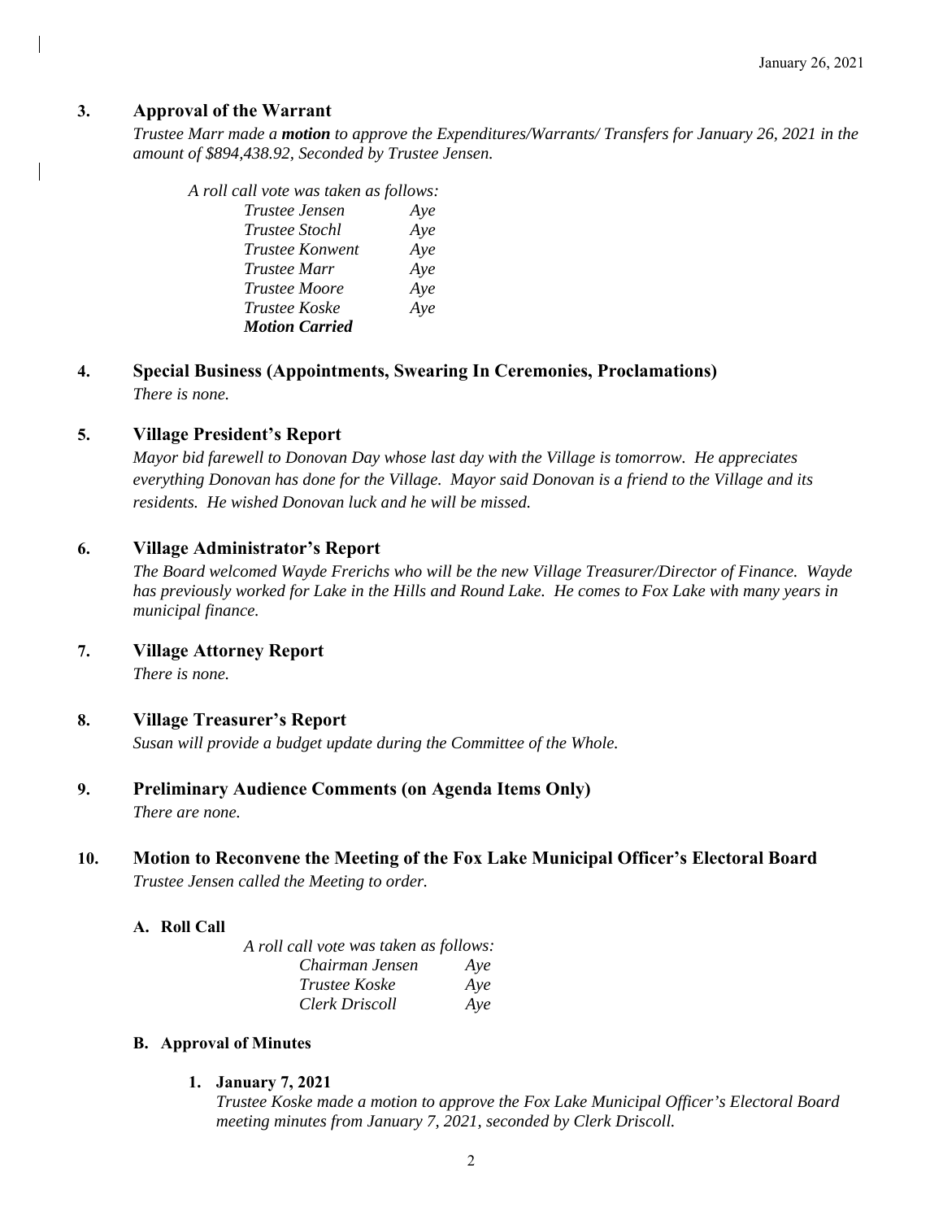### 3. Approval of the Warrant

*Trustee Marr made a **motion** to approve the Expenditures/Warrants/ Transfers for January 26, 2021 in the amount of $894,438.92, Seconded by Trustee Jensen.*

*A roll call vote was taken as follows:*

| | |
|---|---|
| *Trustee Jensen* | *Aye* |
| *Trustee Stochl* | *Aye* |
| *Trustee Konwent* | *Aye* |
| *Trustee Marr* | *Aye* |
| *Trustee Moore* | *Aye* |
| *Trustee Koske* | *Aye* |

***Motion Carried***

### 4. Special Business (Appointments, Swearing In Ceremonies, Proclamations)

*There is none.*

### 5. Village President's Report

*Mayor bid farewell to Donovan Day whose last day with the Village is tomorrow. He appreciates everything Donovan has done for the Village. Mayor said Donovan is a friend to the Village and its residents. He wished Donovan luck and he will be missed.*

### 6. Village Administrator's Report

*The Board welcomed Wayde Frerichs who will be the new Village Treasurer/Director of Finance. Wayde has previously worked for Lake in the Hills and Round Lake. He comes to Fox Lake with many years in municipal finance.*

### 7. Village Attorney Report

*There is none.*

### 8. Village Treasurer's Report

*Susan will provide a budget update during the Committee of the Whole.*

### 9. Preliminary Audience Comments (on Agenda Items Only)

*There are none.*

### 10. Motion to Reconvene the Meeting of the Fox Lake Municipal Officer's Electoral Board

*Trustee Jensen called the Meeting to order.*

#### A. Roll Call

*A roll call vote was taken as follows:*

| | |
|---|---|
| *Chairman Jensen* | *Aye* |
| *Trustee Koske* | *Aye* |
| *Clerk Driscoll* | *Aye* |

#### B. Approval of Minutes

1. **January 7, 2021**

   *Trustee Koske made a motion to approve the Fox Lake Municipal Officer's Electoral Board meeting minutes from January 7, 2021, seconded by Clerk Driscoll.*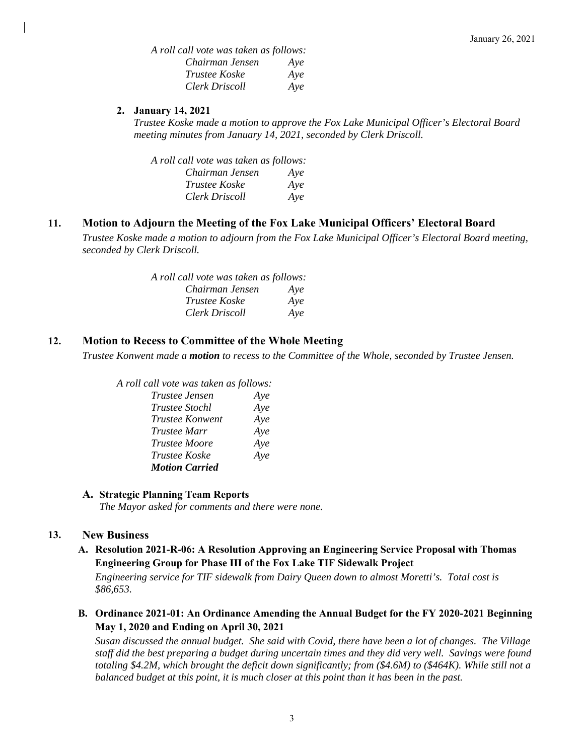*A roll call vote was taken as follows:*

*Chairman Jensen Aye*
*Trustee Koske Aye*
*Clerk Driscoll Aye*

**2. January 14, 2021**

*Trustee Koske made a motion to approve the Fox Lake Municipal Officer's Electoral Board meeting minutes from January 14, 2021, seconded by Clerk Driscoll.*

*A roll call vote was taken as follows:*

*Chairman Jensen Aye*
*Trustee Koske Aye*
*Clerk Driscoll Aye*

## 11. Motion to Adjourn the Meeting of the Fox Lake Municipal Officers' Electoral Board

*Trustee Koske made a motion to adjourn from the Fox Lake Municipal Officer's Electoral Board meeting, seconded by Clerk Driscoll.*

*A roll call vote was taken as follows:*

*Chairman Jensen Aye*
*Trustee Koske Aye*
*Clerk Driscoll Aye*

## 12. Motion to Recess to Committee of the Whole Meeting

*Trustee Konwent made a **motion** to recess to the Committee of the Whole, seconded by Trustee Jensen.*

*A roll call vote was taken as follows:*

*Trustee Jensen Aye*
*Trustee Stochl Aye*
*Trustee Konwent Aye*
*Trustee Marr Aye*
*Trustee Moore Aye*
*Trustee Koske Aye*
***Motion Carried***

**A. Strategic Planning Team Reports**

*The Mayor asked for comments and there were none.*

## 13. New Business

**A. Resolution 2021-R-06: A Resolution Approving an Engineering Service Proposal with Thomas Engineering Group for Phase III of the Fox Lake TIF Sidewalk Project**

*Engineering service for TIF sidewalk from Dairy Queen down to almost Moretti's. Total cost is $86,653.*

**B. Ordinance 2021-01: An Ordinance Amending the Annual Budget for the FY 2020-2021 Beginning May 1, 2020 and Ending on April 30, 2021**

*Susan discussed the annual budget. She said with Covid, there have been a lot of changes. The Village staff did the best preparing a budget during uncertain times and they did very well. Savings were found totaling $4.2M, which brought the deficit down significantly; from ($4.6M) to ($464K). While still not a balanced budget at this point, it is much closer at this point than it has been in the past.*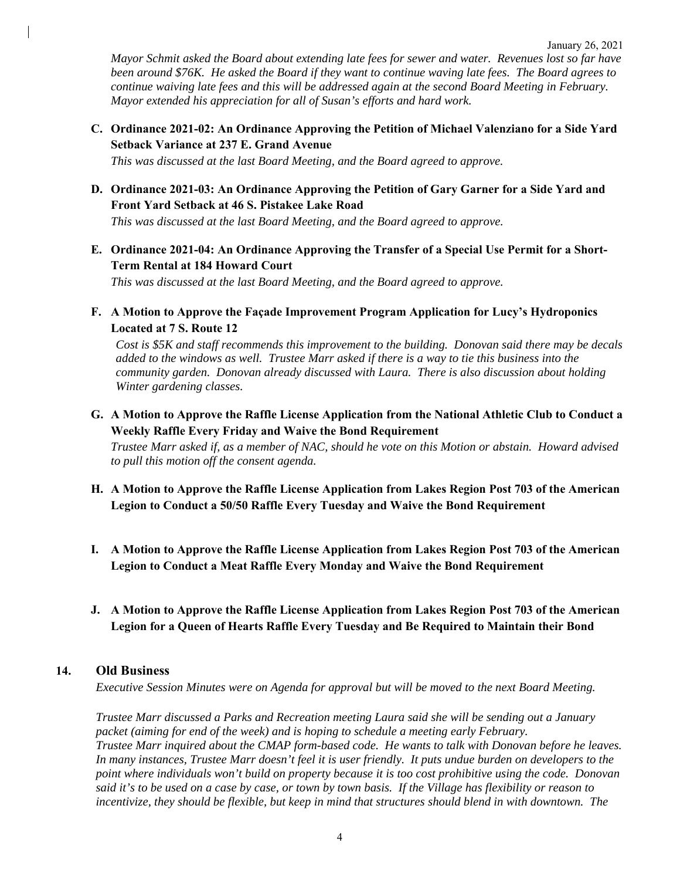*Mayor Schmit asked the Board about extending late fees for sewer and water. Revenues lost so far have been around $76K. He asked the Board if they want to continue waving late fees. The Board agrees to continue waiving late fees and this will be addressed again at the second Board Meeting in February. Mayor extended his appreciation for all of Susan's efforts and hard work.*

**C. Ordinance 2021-02: An Ordinance Approving the Petition of Michael Valenziano for a Side Yard Setback Variance at 237 E. Grand Avenue**

*This was discussed at the last Board Meeting, and the Board agreed to approve.*

**D. Ordinance 2021-03: An Ordinance Approving the Petition of Gary Garner for a Side Yard and Front Yard Setback at 46 S. Pistakee Lake Road**

*This was discussed at the last Board Meeting, and the Board agreed to approve.*

**E. Ordinance 2021-04: An Ordinance Approving the Transfer of a Special Use Permit for a Short-Term Rental at 184 Howard Court**

*This was discussed at the last Board Meeting, and the Board agreed to approve.*

**F. A Motion to Approve the Façade Improvement Program Application for Lucy's Hydroponics Located at 7 S. Route 12**

*Cost is $5K and staff recommends this improvement to the building. Donovan said there may be decals added to the windows as well. Trustee Marr asked if there is a way to tie this business into the community garden. Donovan already discussed with Laura. There is also discussion about holding Winter gardening classes.*

**G. A Motion to Approve the Raffle License Application from the National Athletic Club to Conduct a Weekly Raffle Every Friday and Waive the Bond Requirement**

*Trustee Marr asked if, as a member of NAC, should he vote on this Motion or abstain. Howard advised to pull this motion off the consent agenda.*

**H. A Motion to Approve the Raffle License Application from Lakes Region Post 703 of the American Legion to Conduct a 50/50 Raffle Every Tuesday and Waive the Bond Requirement**

**I. A Motion to Approve the Raffle License Application from Lakes Region Post 703 of the American Legion to Conduct a Meat Raffle Every Monday and Waive the Bond Requirement**

**J. A Motion to Approve the Raffle License Application from Lakes Region Post 703 of the American Legion for a Queen of Hearts Raffle Every Tuesday and Be Required to Maintain their Bond**

## 14. Old Business

*Executive Session Minutes were on Agenda for approval but will be moved to the next Board Meeting.*

*Trustee Marr discussed a Parks and Recreation meeting Laura said she will be sending out a January packet (aiming for end of the week) and is hoping to schedule a meeting early February.*
*Trustee Marr inquired about the CMAP form-based code. He wants to talk with Donovan before he leaves. In many instances, Trustee Marr doesn't feel it is user friendly. It puts undue burden on developers to the point where individuals won't build on property because it is too cost prohibitive using the code. Donovan said it's to be used on a case by case, or town by town basis. If the Village has flexibility or reason to incentivize, they should be flexible, but keep in mind that structures should blend in with downtown. The*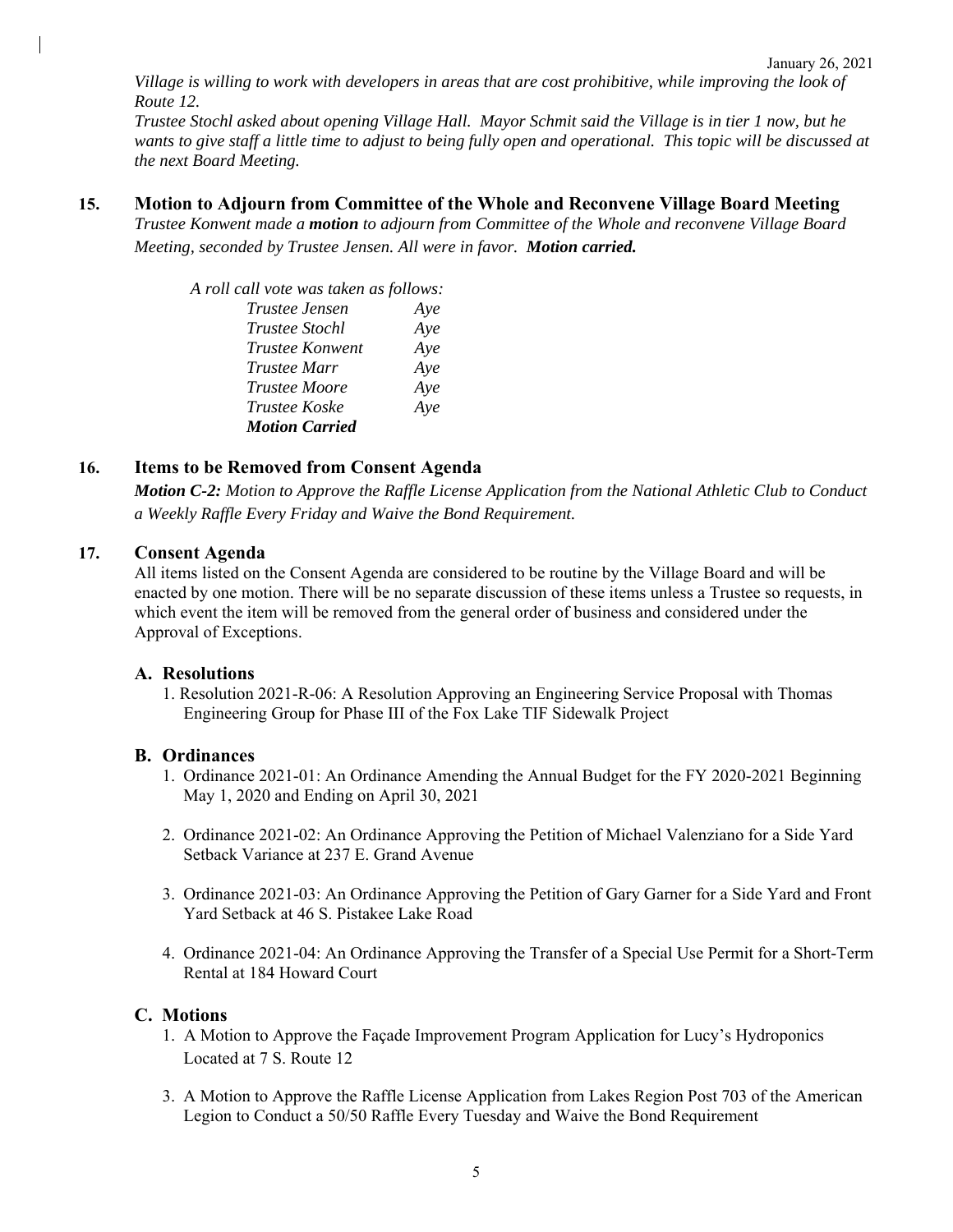*Village is willing to work with developers in areas that are cost prohibitive, while improving the look of Route 12.*

*Trustee Stochl asked about opening Village Hall. Mayor Schmit said the Village is in tier 1 now, but he wants to give staff a little time to adjust to being fully open and operational. This topic will be discussed at the next Board Meeting.*

## 15. Motion to Adjourn from Committee of the Whole and Reconvene Village Board Meeting

*Trustee Konwent made a **motion** to adjourn from Committee of the Whole and reconvene Village Board Meeting, seconded by Trustee Jensen. All were in favor. **Motion carried.***

*A roll call vote was taken as follows:*

| | |
|---|---|
| *Trustee Jensen* | *Aye* |
| *Trustee Stochl* | *Aye* |
| *Trustee Konwent* | *Aye* |
| *Trustee Marr* | *Aye* |
| *Trustee Moore* | *Aye* |
| *Trustee Koske* | *Aye* |
| ***Motion Carried*** | |

## 16. Items to be Removed from Consent Agenda

***Motion C-2:** Motion to Approve the Raffle License Application from the National Athletic Club to Conduct a Weekly Raffle Every Friday and Waive the Bond Requirement.*

## 17. Consent Agenda

All items listed on the Consent Agenda are considered to be routine by the Village Board and will be enacted by one motion. There will be no separate discussion of these items unless a Trustee so requests, in which event the item will be removed from the general order of business and considered under the Approval of Exceptions.

### A. Resolutions

1. Resolution 2021-R-06: A Resolution Approving an Engineering Service Proposal with Thomas Engineering Group for Phase III of the Fox Lake TIF Sidewalk Project

### B. Ordinances

1. Ordinance 2021-01: An Ordinance Amending the Annual Budget for the FY 2020-2021 Beginning May 1, 2020 and Ending on April 30, 2021
2. Ordinance 2021-02: An Ordinance Approving the Petition of Michael Valenziano for a Side Yard Setback Variance at 237 E. Grand Avenue
3. Ordinance 2021-03: An Ordinance Approving the Petition of Gary Garner for a Side Yard and Front Yard Setback at 46 S. Pistakee Lake Road
4. Ordinance 2021-04: An Ordinance Approving the Transfer of a Special Use Permit for a Short-Term Rental at 184 Howard Court

### C. Motions

1. A Motion to Approve the Façade Improvement Program Application for Lucy's Hydroponics Located at 7 S. Route 12

3. A Motion to Approve the Raffle License Application from Lakes Region Post 703 of the American Legion to Conduct a 50/50 Raffle Every Tuesday and Waive the Bond Requirement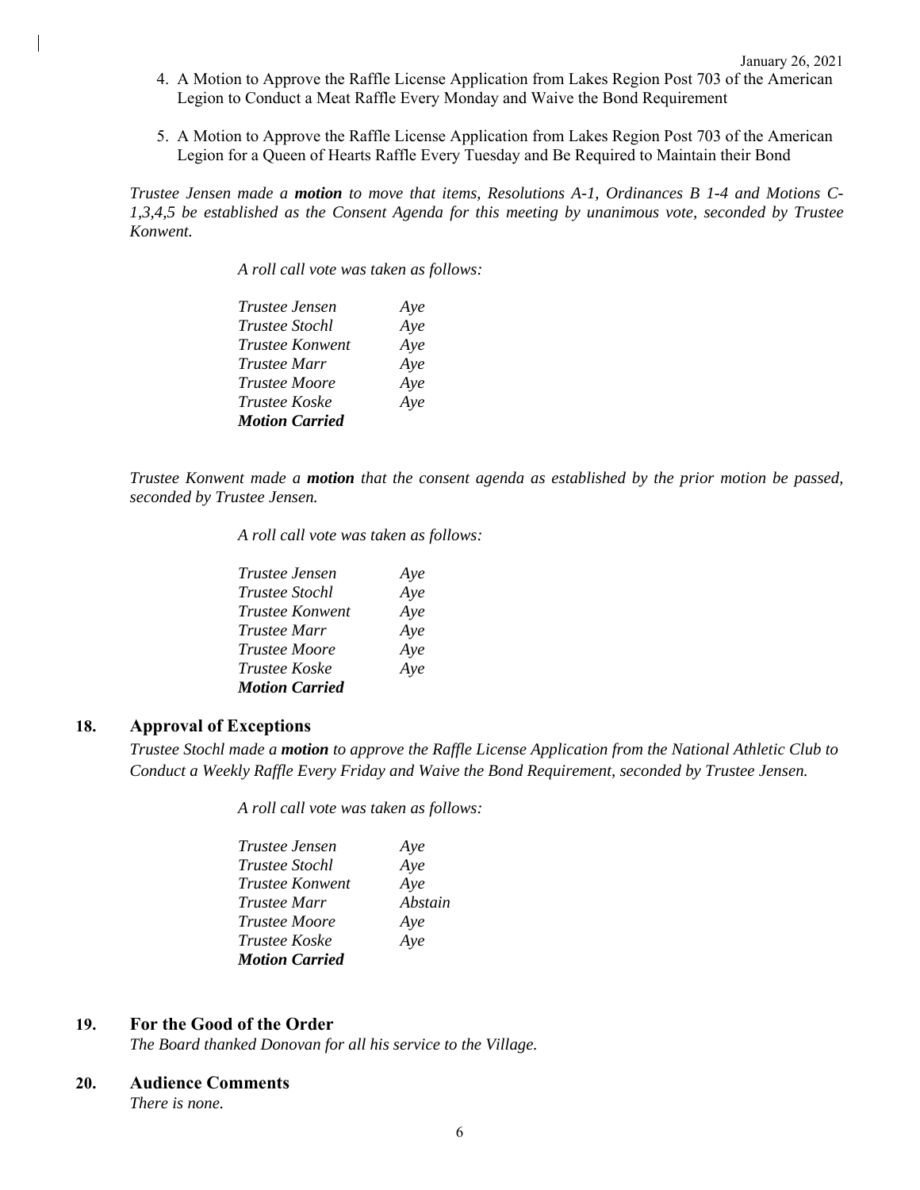4. A Motion to Approve the Raffle License Application from Lakes Region Post 703 of the American Legion to Conduct a Meat Raffle Every Monday and Waive the Bond Requirement

5. A Motion to Approve the Raffle License Application from Lakes Region Post 703 of the American Legion for a Queen of Hearts Raffle Every Tuesday and Be Required to Maintain their Bond

*Trustee Jensen made a **motion** to move that items, Resolutions A-1, Ordinances B 1-4 and Motions C-1,3,4,5 be established as the Consent Agenda for this meeting by unanimous vote, seconded by Trustee Konwent.*

*A roll call vote was taken as follows:*

*Trustee Jensen* *Aye*
*Trustee Stochl* *Aye*
*Trustee Konwent* *Aye*
*Trustee Marr* *Aye*
*Trustee Moore* *Aye*
*Trustee Koske* *Aye*
***Motion Carried***

*Trustee Konwent made a **motion** that the consent agenda as established by the prior motion be passed, seconded by Trustee Jensen.*

*A roll call vote was taken as follows:*

*Trustee Jensen* *Aye*
*Trustee Stochl* *Aye*
*Trustee Konwent* *Aye*
*Trustee Marr* *Aye*
*Trustee Moore* *Aye*
*Trustee Koske* *Aye*
***Motion Carried***

## 18. Approval of Exceptions

*Trustee Stochl made a **motion** to approve the Raffle License Application from the National Athletic Club to Conduct a Weekly Raffle Every Friday and Waive the Bond Requirement, seconded by Trustee Jensen.*

*A roll call vote was taken as follows:*

*Trustee Jensen* *Aye*
*Trustee Stochl* *Aye*
*Trustee Konwent* *Aye*
*Trustee Marr* *Abstain*
*Trustee Moore* *Aye*
*Trustee Koske* *Aye*
***Motion Carried***

## 19. For the Good of the Order

*The Board thanked Donovan for all his service to the Village.*

## 20. Audience Comments

*There is none.*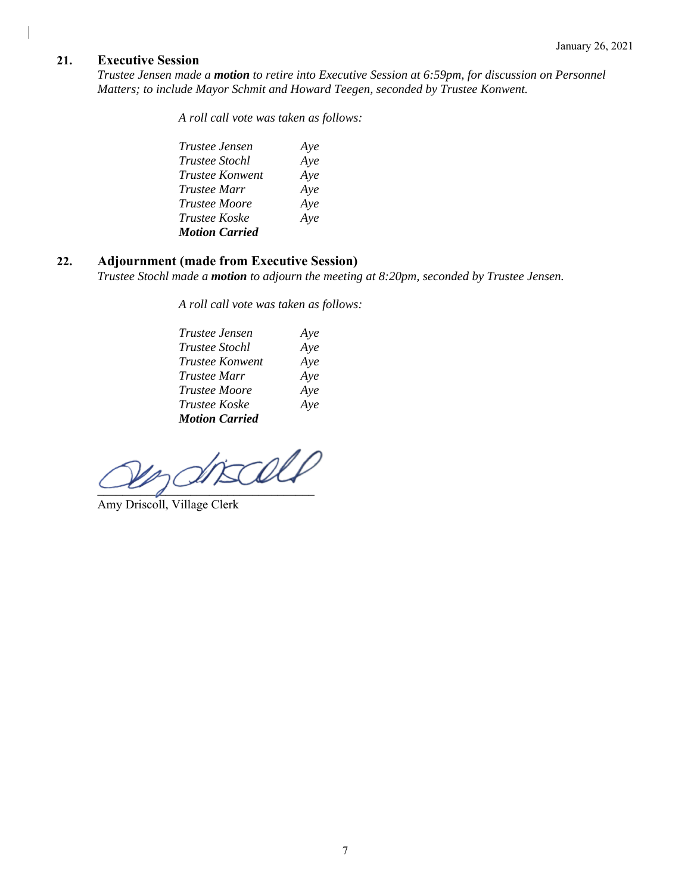## 21. Executive Session

*Trustee Jensen made a **motion** to retire into Executive Session at 6:59pm, for discussion on Personnel Matters; to include Mayor Schmit and Howard Teegen, seconded by Trustee Konwent.*

*A roll call vote was taken as follows:*

| | |
|---|---|
| *Trustee Jensen* | *Aye* |
| *Trustee Stochl* | *Aye* |
| *Trustee Konwent* | *Aye* |
| *Trustee Marr* | *Aye* |
| *Trustee Moore* | *Aye* |
| *Trustee Koske* | *Aye* |
| ***Motion Carried*** | |

## 22. Adjournment (made from Executive Session)

*Trustee Stochl made a **motion** to adjourn the meeting at 8:20pm, seconded by Trustee Jensen.*

*A roll call vote was taken as follows:*

| | |
|---|---|
| *Trustee Jensen* | *Aye* |
| *Trustee Stochl* | *Aye* |
| *Trustee Konwent* | *Aye* |
| *Trustee Marr* | *Aye* |
| *Trustee Moore* | *Aye* |
| *Trustee Koske* | *Aye* |
| ***Motion Carried*** | |

___________________________________

Amy Driscoll, Village Clerk